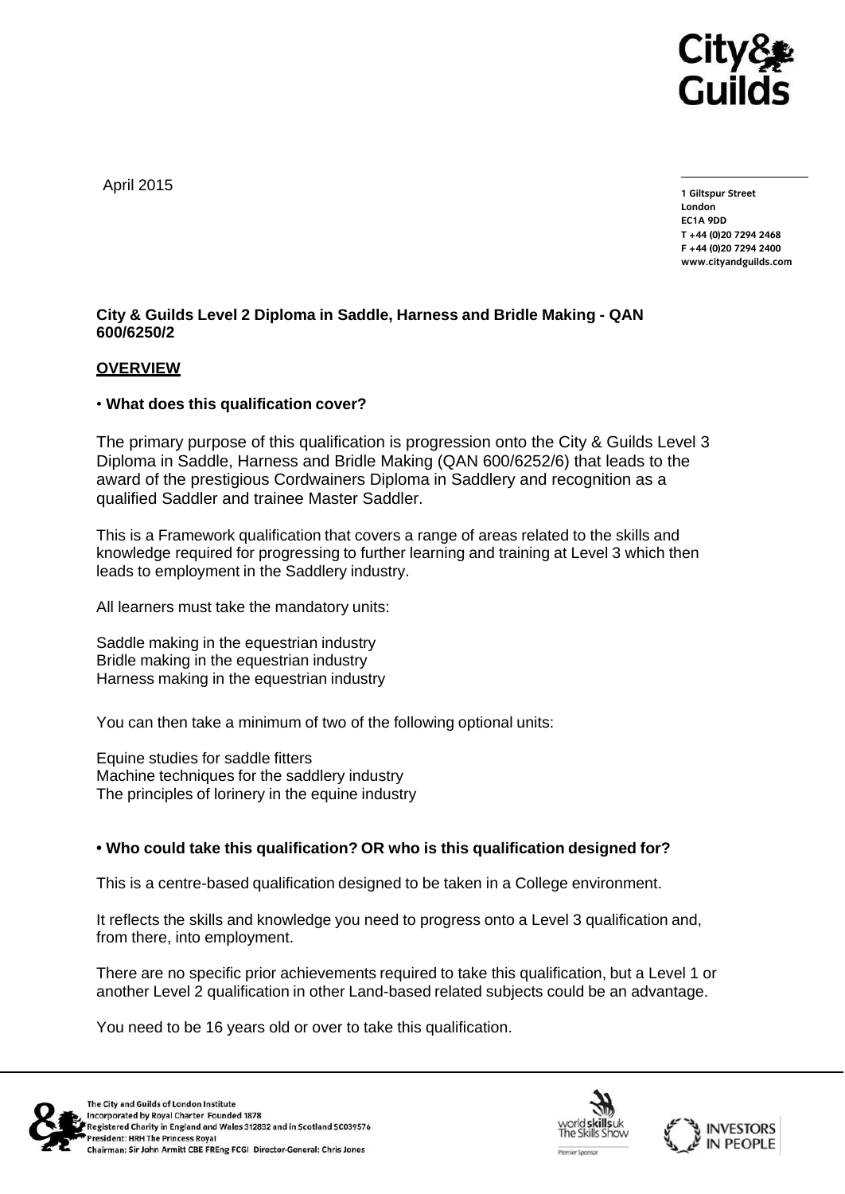April 2015

1 Giltspur Street
London
EC1A 9DD
T +44 (0)20 7294 2468
F +44 (0)20 7294 2400
www.cityandguilds.com

**City & Guilds Level 2 Diploma in Saddle, Harness and Bridle Making - QAN 600/6250/2**

## OVERVIEW

• **What does this qualification cover?**

The primary purpose of this qualification is progression onto the City & Guilds Level 3 Diploma in Saddle, Harness and Bridle Making (QAN 600/6252/6) that leads to the award of the prestigious Cordwainers Diploma in Saddlery and recognition as a qualified Saddler and trainee Master Saddler.

This is a Framework qualification that covers a range of areas related to the skills and knowledge required for progressing to further learning and training at Level 3 which then leads to employment in the Saddlery industry.

All learners must take the mandatory units:

Saddle making in the equestrian industry
Bridle making in the equestrian industry
Harness making in the equestrian industry

You can then take a minimum of two of the following optional units:

Equine studies for saddle fitters
Machine techniques for the saddlery industry
The principles of lorinery in the equine industry

**• Who could take this qualification? OR who is this qualification designed for?**

This is a centre-based qualification designed to be taken in a College environment.

It reflects the skills and knowledge you need to progress onto a Level 3 qualification and, from there, into employment.

There are no specific prior achievements required to take this qualification, but a Level 1 or another Level 2 qualification in other Land-based related subjects could be an advantage.

You need to be 16 years old or over to take this qualification.

The City and Guilds of London Institute
Incorporated by Royal Charter Founded 1878
Registered Charity in England and Wales 312832 and in Scotland SC039576
President: HRH The Princess Royal
Chairman: Sir John Armitt CBE FREng FCGI Director-General: Chris Jones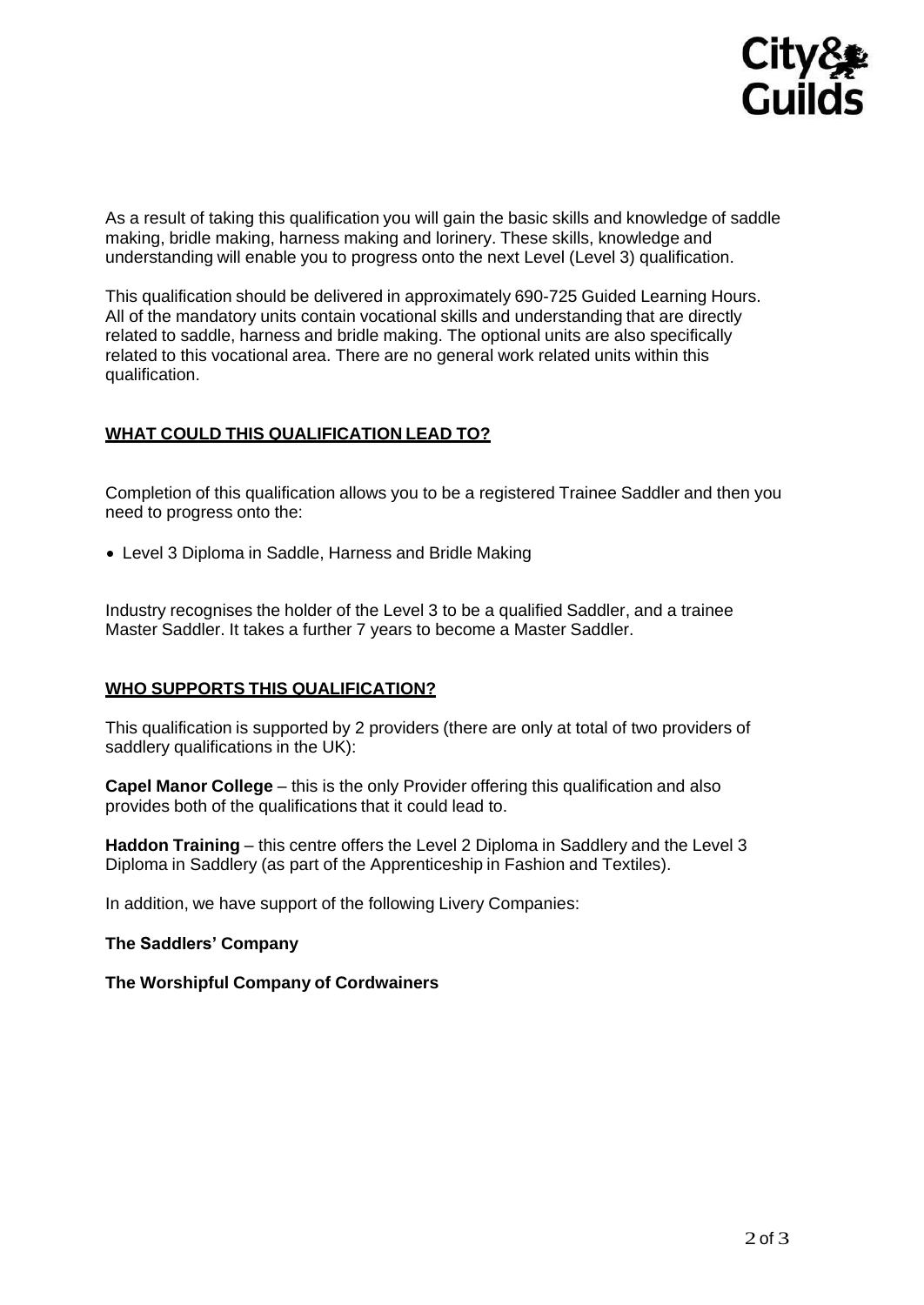As a result of taking this qualification you will gain the basic skills and knowledge of saddle making, bridle making, harness making and lorinery. These skills, knowledge and understanding will enable you to progress onto the next Level (Level 3) qualification.

This qualification should be delivered in approximately 690-725 Guided Learning Hours. All of the mandatory units contain vocational skills and understanding that are directly related to saddle, harness and bridle making. The optional units are also specifically related to this vocational area. There are no general work related units within this qualification.

## WHAT COULD THIS QUALIFICATION LEAD TO?

Completion of this qualification allows you to be a registered Trainee Saddler and then you need to progress onto the:

- Level 3 Diploma in Saddle, Harness and Bridle Making

Industry recognises the holder of the Level 3 to be a qualified Saddler, and a trainee Master Saddler. It takes a further 7 years to become a Master Saddler.

## WHO SUPPORTS THIS QUALIFICATION?

This qualification is supported by 2 providers (there are only at total of two providers of saddlery qualifications in the UK):

**Capel Manor College** – this is the only Provider offering this qualification and also provides both of the qualifications that it could lead to.

**Haddon Training** – this centre offers the Level 2 Diploma in Saddlery and the Level 3 Diploma in Saddlery (as part of the Apprenticeship in Fashion and Textiles).

In addition, we have support of the following Livery Companies:

**The Saddlers' Company**

**The Worshipful Company of Cordwainers**